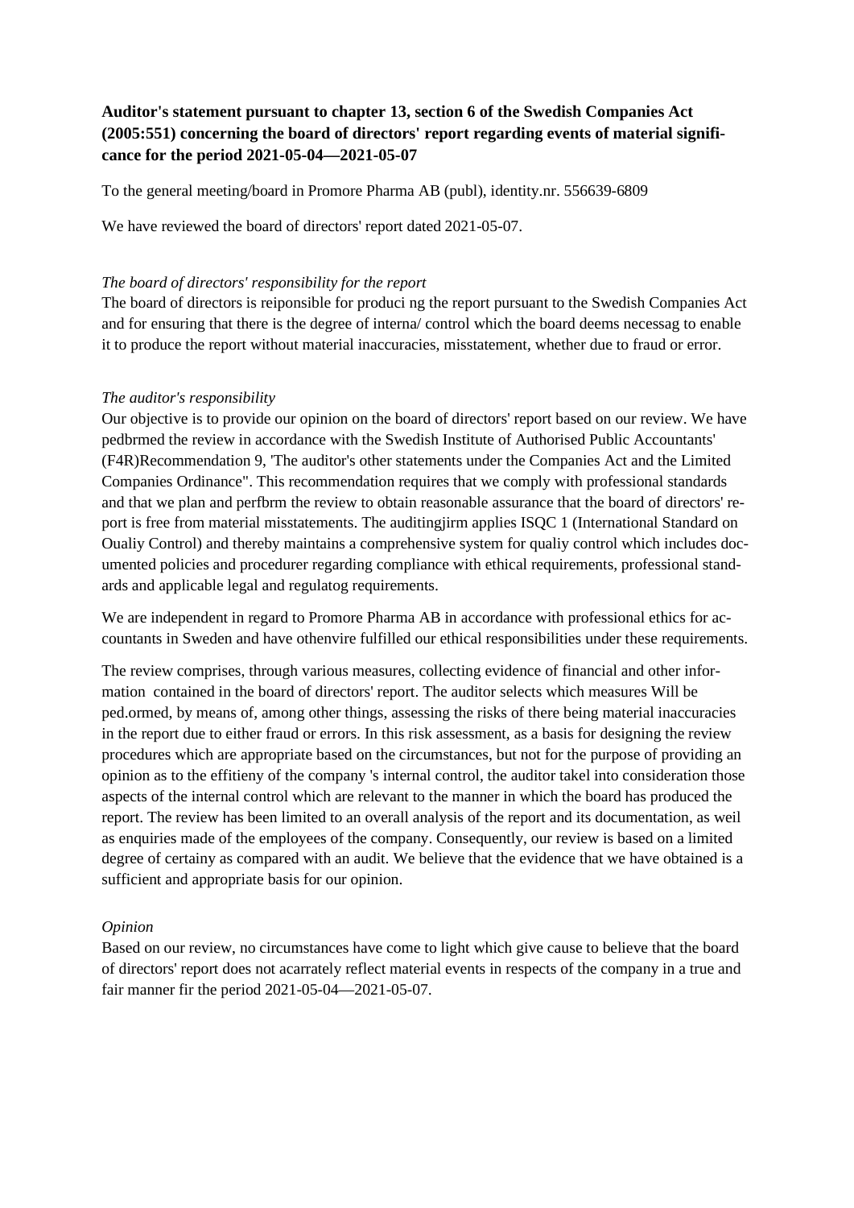**Auditor's statement pursuant to chapter 13, section 6 of the Swedish Companies Act (2005:551) concerning the board of directors' report regarding events of material significance for the period 2021-05-04—2021-05-07**

To the general meeting/board in Promore Pharma AB (publ), identity.nr. 556639-6809

We have reviewed the board of directors' report dated 2021-05-07.

*The board of directors' responsibility for the report*

The board of directors is reiponsible for produci ng the report pursuant to the Swedish Companies Act and for ensuring that there is the degree of interna/ control which the board deems necessag to enable it to produce the report without material inaccuracies, misstatement, whether due to fraud or error.

*The auditor's responsibility*

Our objective is to provide our opinion on the board of directors' report based on our review. We have pedbrmed the review in accordance with the Swedish Institute of Authorised Public Accountants' (F4R)Recommendation 9, 'The auditor's other statements under the Companies Act and the Limited Companies Ordinance". This recommendation requires that we comply with professional standards and that we plan and perfbrm the review to obtain reasonable assurance that the board of directors' report is free from material misstatements. The auditingjirm applies ISQC 1 (International Standard on Oualiy Control) and thereby maintains a comprehensive system for qualiy control which includes documented policies and procedurer regarding compliance with ethical requirements, professional standards and applicable legal and regulatog requirements.

We are independent in regard to Promore Pharma AB in accordance with professional ethics for accountants in Sweden and have othenvire fulfilled our ethical responsibilities under these requirements.

The review comprises, through various measures, collecting evidence of financial and other information contained in the board of directors' report. The auditor selects which measures Will be ped.ormed, by means of, among other things, assessing the risks of there being material inaccuracies in the report due to either fraud or errors. In this risk assessment, as a basis for designing the review procedures which are appropriate based on the circumstances, but not for the purpose of providing an opinion as to the effitieny of the company 's internal control, the auditor takel into consideration those aspects of the internal control which are relevant to the manner in which the board has produced the report. The review has been limited to an overall analysis of the report and its documentation, as weil as enquiries made of the employees of the company. Consequently, our review is based on a limited degree of certainy as compared with an audit. We believe that the evidence that we have obtained is a sufficient and appropriate basis for our opinion.

*Opinion*

Based on our review, no circumstances have come to light which give cause to believe that the board of directors' report does not acarrately reflect material events in respects of the company in a true and fair manner fir the period 2021-05-04—2021-05-07.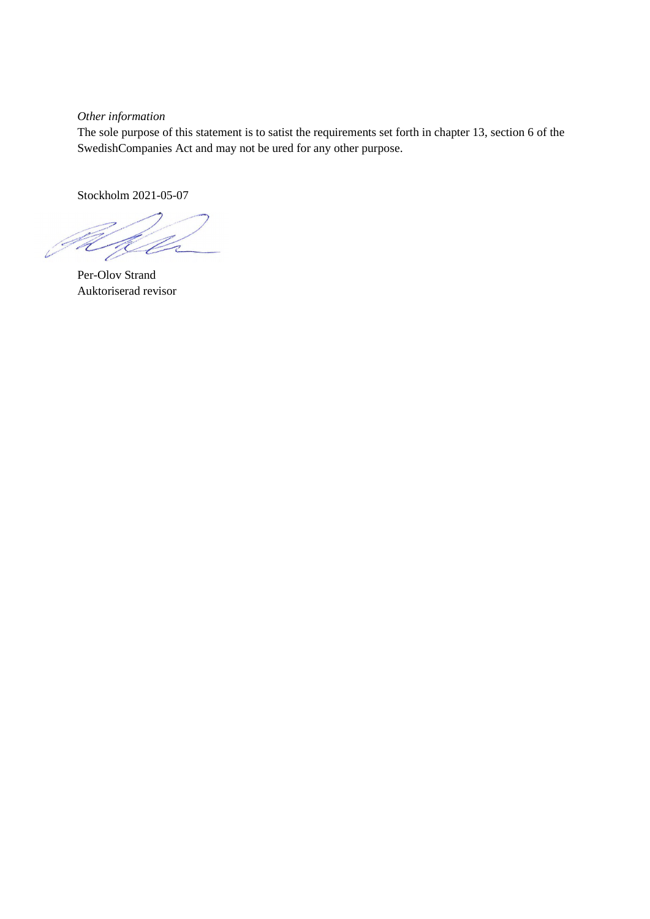*Other information*

The sole purpose of this statement is to satist the requirements set forth in chapter 13, section 6 of the SwedishCompanies Act and may not be ured for any other purpose.

Stockholm 2021-05-07

Per-Olov Strand
Auktoriserad revisor